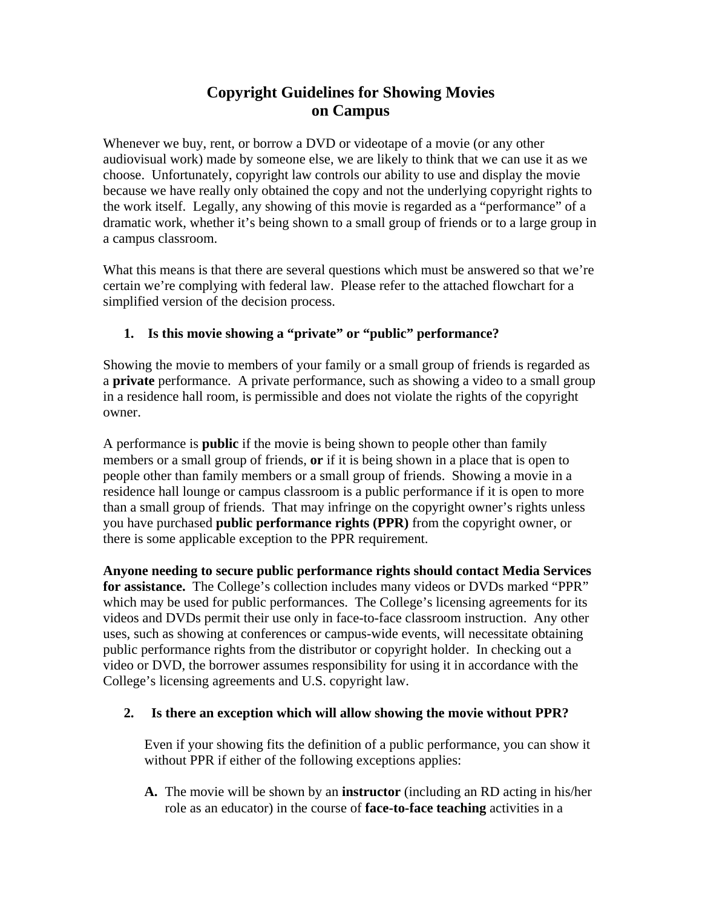# Copyright Guidelines for Showing Movies on Campus

Whenever we buy, rent, or borrow a DVD or videotape of a movie (or any other audiovisual work) made by someone else, we are likely to think that we can use it as we choose. Unfortunately, copyright law controls our ability to use and display the movie because we have really only obtained the copy and not the underlying copyright rights to the work itself. Legally, any showing of this movie is regarded as a "performance" of a dramatic work, whether it's being shown to a small group of friends or to a large group in a campus classroom.

What this means is that there are several questions which must be answered so that we're certain we're complying with federal law. Please refer to the attached flowchart for a simplified version of the decision process.

1. **Is this movie showing a "private" or "public" performance?**

Showing the movie to members of your family or a small group of friends is regarded as a **private** performance. A private performance, such as showing a video to a small group in a residence hall room, is permissible and does not violate the rights of the copyright owner.

A performance is **public** if the movie is being shown to people other than family members or a small group of friends, **or** if it is being shown in a place that is open to people other than family members or a small group of friends. Showing a movie in a residence hall lounge or campus classroom is a public performance if it is open to more than a small group of friends. That may infringe on the copyright owner's rights unless you have purchased **public performance rights (PPR)** from the copyright owner, or there is some applicable exception to the PPR requirement.

**Anyone needing to secure public performance rights should contact Media Services for assistance.** The College's collection includes many videos or DVDs marked "PPR" which may be used for public performances. The College's licensing agreements for its videos and DVDs permit their use only in face-to-face classroom instruction. Any other uses, such as showing at conferences or campus-wide events, will necessitate obtaining public performance rights from the distributor or copyright holder. In checking out a video or DVD, the borrower assumes responsibility for using it in accordance with the College's licensing agreements and U.S. copyright law.

2. **Is there an exception which will allow showing the movie without PPR?**

   Even if your showing fits the definition of a public performance, you can show it without PPR if either of the following exceptions applies:

   **A.** The movie will be shown by an **instructor** (including an RD acting in his/her role as an educator) in the course of **face-to-face teaching** activities in a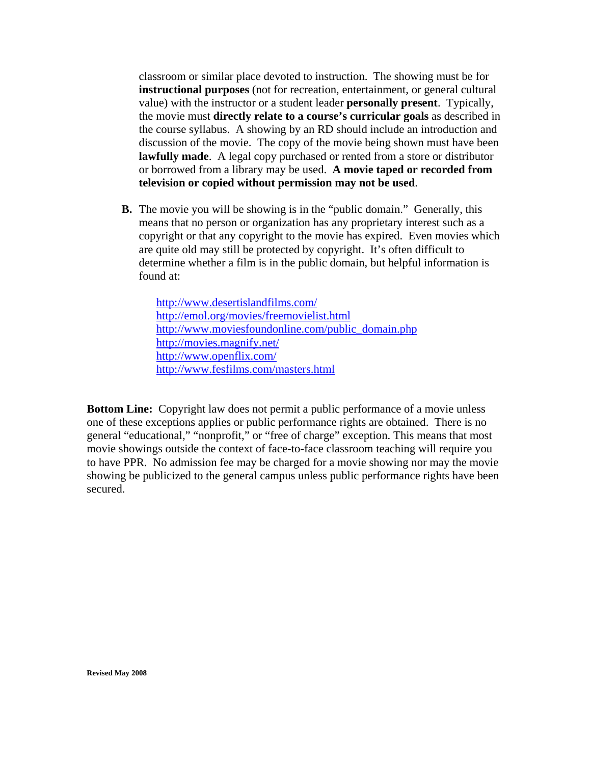classroom or similar place devoted to instruction. The showing must be for **instructional purposes** (not for recreation, entertainment, or general cultural value) with the instructor or a student leader **personally present**. Typically, the movie must **directly relate to a course's curricular goals** as described in the course syllabus. A showing by an RD should include an introduction and discussion of the movie. The copy of the movie being shown must have been **lawfully made**. A legal copy purchased or rented from a store or distributor or borrowed from a library may be used. **A movie taped or recorded from television or copied without permission may not be used**.

**B.** The movie you will be showing is in the "public domain." Generally, this means that no person or organization has any proprietary interest such as a copyright or that any copyright to the movie has expired. Even movies which are quite old may still be protected by copyright. It's often difficult to determine whether a film is in the public domain, but helpful information is found at:

http://www.desertislandfilms.com/
http://emol.org/movies/freemovielist.html
http://www.moviesfoundonline.com/public_domain.php
http://movies.magnify.net/
http://www.openflix.com/
http://www.fesfilms.com/masters.html

**Bottom Line:** Copyright law does not permit a public performance of a movie unless one of these exceptions applies or public performance rights are obtained. There is no general "educational," "nonprofit," or "free of charge" exception. This means that most movie showings outside the context of face-to-face classroom teaching will require you to have PPR. No admission fee may be charged for a movie showing nor may the movie showing be publicized to the general campus unless public performance rights have been secured.

**Revised May 2008**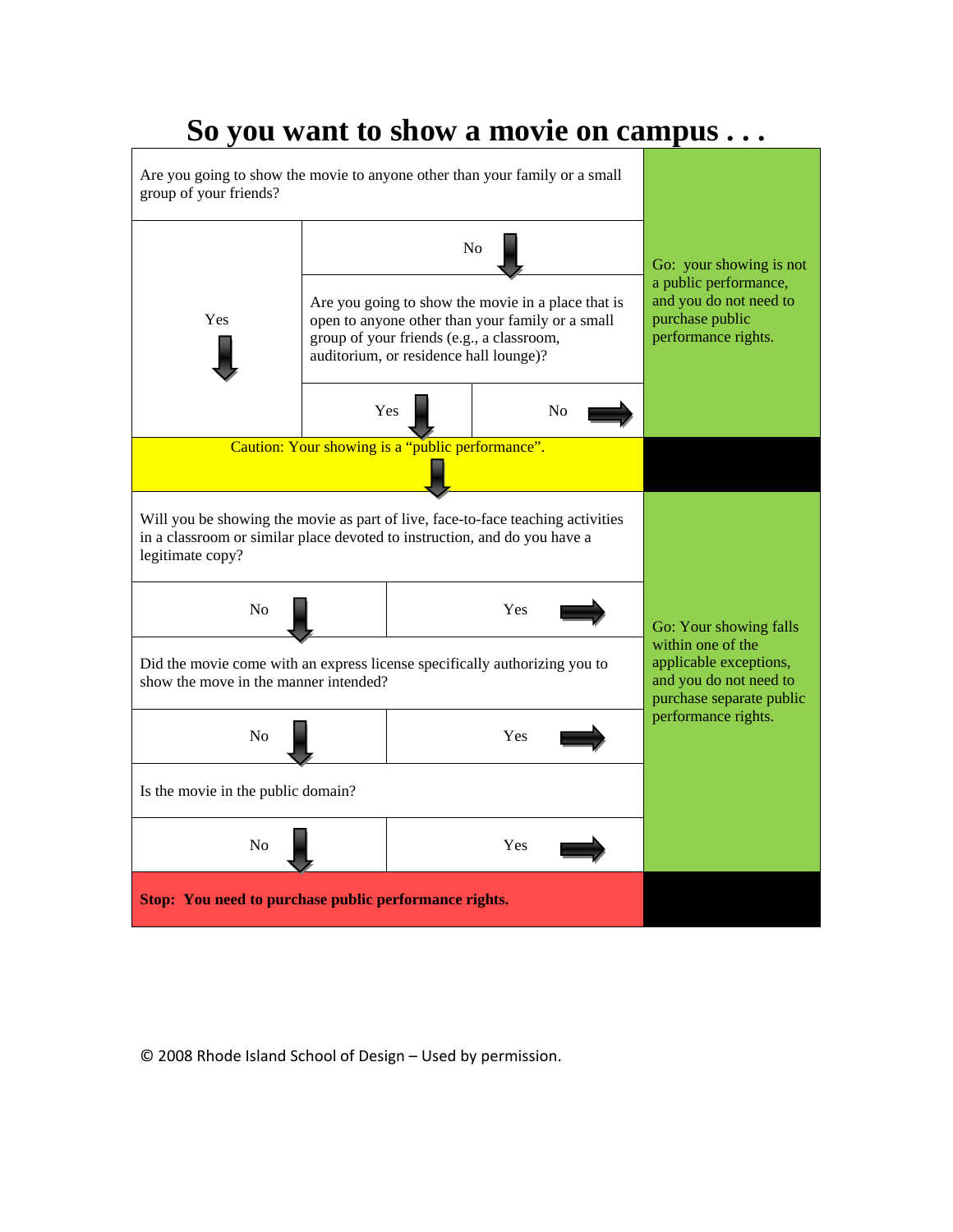# So you want to show a movie on campus . . .

Are you going to show the movie to anyone other than your family or a small group of your friends?

Yes

No

Are you going to show the movie in a place that is open to anyone other than your family or a small group of your friends (e.g., a classroom, auditorium, or residence hall lounge)?

Yes

No

Go: your showing is not a public performance, and you do not need to purchase public performance rights.

Caution: Your showing is a "public performance".

Will you be showing the movie as part of live, face-to-face teaching activities in a classroom or similar place devoted to instruction, and do you have a legitimate copy?

No

Yes

Did the movie come with an express license specifically authorizing you to show the move in the manner intended?

No

Yes

Is the movie in the public domain?

No

Yes

Go: Your showing falls within one of the applicable exceptions, and you do not need to purchase separate public performance rights.

**Stop: You need to purchase public performance rights.**

© 2008 Rhode Island School of Design – Used by permission.